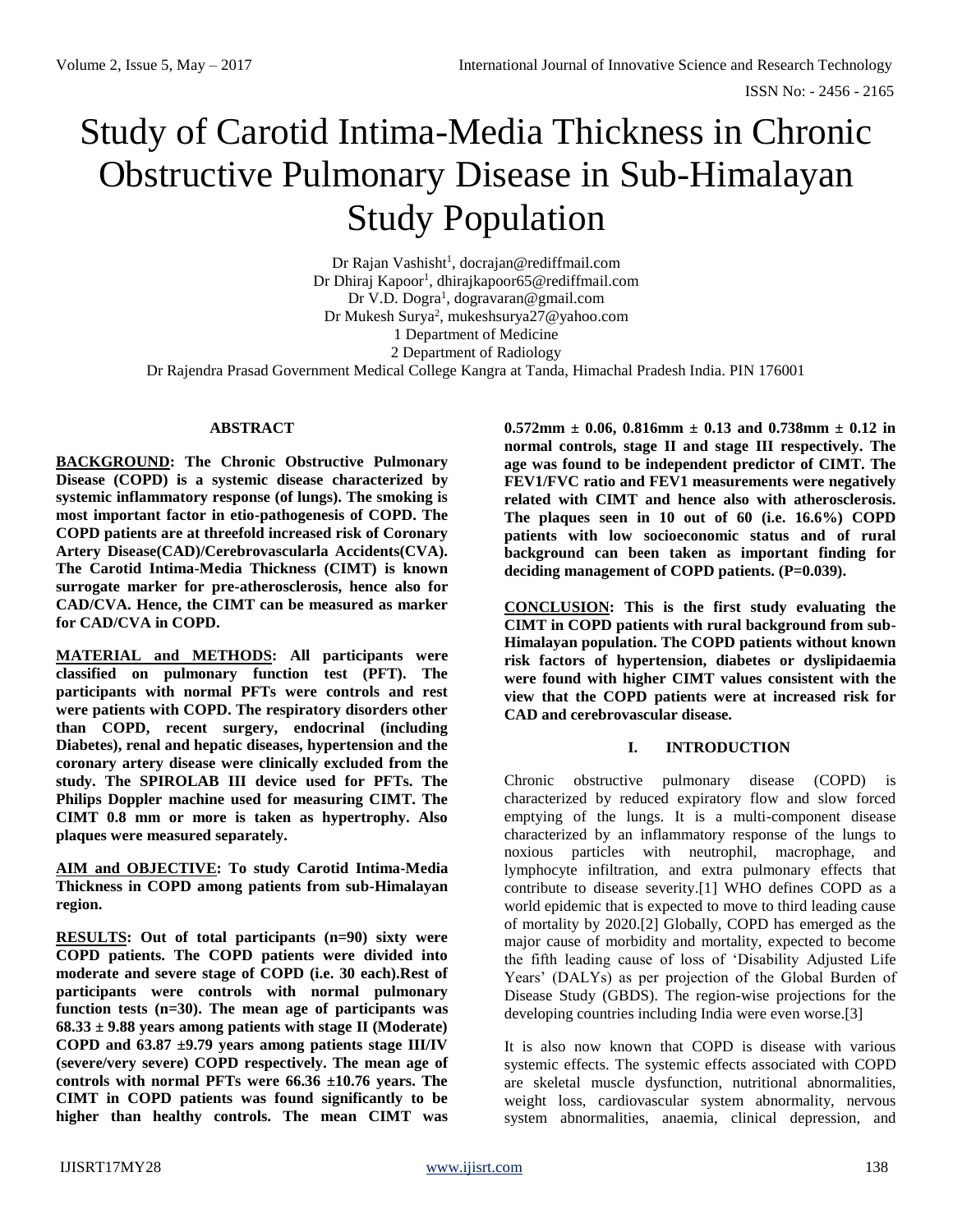# Study of Carotid Intima-Media Thickness in Chronic Obstructive Pulmonary Disease in Sub-Himalayan Study Population

Dr Rajan Vashisht[1], docrajan@rediffmail.com
Dr Dhiraj Kapoor[1], dhirajkapoor65@rediffmail.com
Dr V.D. Dogra[1], dogravaran@gmail.com
Dr Mukesh Surya[2], mukeshsurya27@yahoo.com
1 Department of Medicine
2 Department of Radiology
Dr Rajendra Prasad Government Medical College Kangra at Tanda, Himachal Pradesh India. PIN 176001

## ABSTRACT

**BACKGROUND: The Chronic Obstructive Pulmonary Disease (COPD) is a systemic disease characterized by systemic inflammatory response (of lungs). The smoking is most important factor in etio-pathogenesis of COPD. The COPD patients are at threefold increased risk of Coronary Artery Disease(CAD)/Cerebrovascularla Accidents(CVA). The Carotid Intima-Media Thickness (CIMT) is known surrogate marker for pre-atherosclerosis, hence also for CAD/CVA. Hence, the CIMT can be measured as marker for CAD/CVA in COPD.**

**MATERIAL and METHODS: All participants were classified on pulmonary function test (PFT). The participants with normal PFTs were controls and rest were patients with COPD. The respiratory disorders other than COPD, recent surgery, endocrinal (including Diabetes), renal and hepatic diseases, hypertension and the coronary artery disease were clinically excluded from the study. The SPIROLAB III device used for PFTs. The Philips Doppler machine used for measuring CIMT. The CIMT 0.8 mm or more is taken as hypertrophy. Also plaques were measured separately.**

**AIM and OBJECTIVE: To study Carotid Intima-Media Thickness in COPD among patients from sub-Himalayan region.**

**RESULTS: Out of total participants (n=90) sixty were COPD patients. The COPD patients were divided into moderate and severe stage of COPD (i.e. 30 each).Rest of participants were controls with normal pulmonary function tests (n=30). The mean age of participants was 68.33 ± 9.88 years among patients with stage II (Moderate) COPD and 63.87 ±9.79 years among patients stage III/IV (severe/very severe) COPD respectively. The mean age of controls with normal PFTs were 66.36 ±10.76 years. The CIMT in COPD patients was found significantly to be higher than healthy controls. The mean CIMT was 0.572mm ± 0.06, 0.816mm ± 0.13 and 0.738mm ± 0.12 in normal controls, stage II and stage III respectively. The age was found to be independent predictor of CIMT. The FEV1/FVC ratio and FEV1 measurements were negatively related with CIMT and hence also with atherosclerosis. The plaques seen in 10 out of 60 (i.e. 16.6%) COPD patients with low socioeconomic status and of rural background can been taken as important finding for deciding management of COPD patients. (P=0.039).**

**CONCLUSION: This is the first study evaluating the CIMT in COPD patients with rural background from sub-Himalayan population. The COPD patients without known risk factors of hypertension, diabetes or dyslipidaemia were found with higher CIMT values consistent with the view that the COPD patients were at increased risk for CAD and cerebrovascular disease.**

## I. INTRODUCTION

Chronic obstructive pulmonary disease (COPD) is characterized by reduced expiratory flow and slow forced emptying of the lungs. It is a multi-component disease characterized by an inflammatory response of the lungs to noxious particles with neutrophil, macrophage, and lymphocyte infiltration, and extra pulmonary effects that contribute to disease severity.[1] WHO defines COPD as a world epidemic that is expected to move to third leading cause of mortality by 2020.[2] Globally, COPD has emerged as the major cause of morbidity and mortality, expected to become the fifth leading cause of loss of 'Disability Adjusted Life Years' (DALYs) as per projection of the Global Burden of Disease Study (GBDS). The region-wise projections for the developing countries including India were even worse.[3]

It is also now known that COPD is disease with various systemic effects. The systemic effects associated with COPD are skeletal muscle dysfunction, nutritional abnormalities, weight loss, cardiovascular system abnormality, nervous system abnormalities, anaemia, clinical depression, and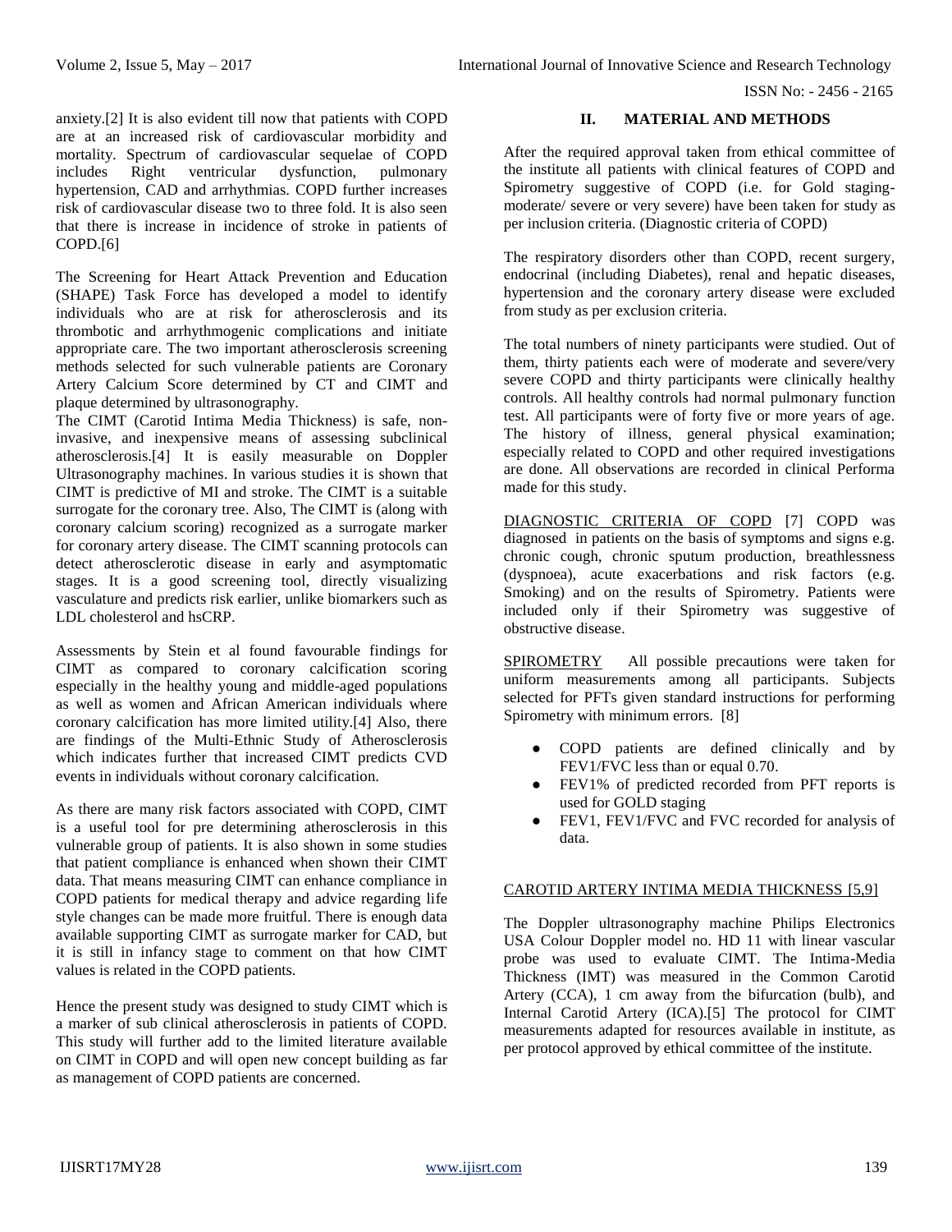anxiety.[2] It is also evident till now that patients with COPD are at an increased risk of cardiovascular morbidity and mortality. Spectrum of cardiovascular sequelae of COPD includes Right ventricular dysfunction, pulmonary hypertension, CAD and arrhythmias. COPD further increases risk of cardiovascular disease two to three fold. It is also seen that there is increase in incidence of stroke in patients of COPD.[6]

The Screening for Heart Attack Prevention and Education (SHAPE) Task Force has developed a model to identify individuals who are at risk for atherosclerosis and its thrombotic and arrhythmogenic complications and initiate appropriate care. The two important atherosclerosis screening methods selected for such vulnerable patients are Coronary Artery Calcium Score determined by CT and CIMT and plaque determined by ultrasonography.

The CIMT (Carotid Intima Media Thickness) is safe, non-invasive, and inexpensive means of assessing subclinical atherosclerosis.[4] It is easily measurable on Doppler Ultrasonography machines. In various studies it is shown that CIMT is predictive of MI and stroke. The CIMT is a suitable surrogate for the coronary tree. Also, The CIMT is (along with coronary calcium scoring) recognized as a surrogate marker for coronary artery disease. The CIMT scanning protocols can detect atherosclerotic disease in early and asymptomatic stages. It is a good screening tool, directly visualizing vasculature and predicts risk earlier, unlike biomarkers such as LDL cholesterol and hsCRP.

Assessments by Stein et al found favourable findings for CIMT as compared to coronary calcification scoring especially in the healthy young and middle-aged populations as well as women and African American individuals where coronary calcification has more limited utility.[4] Also, there are findings of the Multi-Ethnic Study of Atherosclerosis which indicates further that increased CIMT predicts CVD events in individuals without coronary calcification.

As there are many risk factors associated with COPD, CIMT is a useful tool for pre determining atherosclerosis in this vulnerable group of patients. It is also shown in some studies that patient compliance is enhanced when shown their CIMT data. That means measuring CIMT can enhance compliance in COPD patients for medical therapy and advice regarding life style changes can be made more fruitful. There is enough data available supporting CIMT as surrogate marker for CAD, but it is still in infancy stage to comment on that how CIMT values is related in the COPD patients.

Hence the present study was designed to study CIMT which is a marker of sub clinical atherosclerosis in patients of COPD. This study will further add to the limited literature available on CIMT in COPD and will open new concept building as far as management of COPD patients are concerned.

## II. MATERIAL AND METHODS

After the required approval taken from ethical committee of the institute all patients with clinical features of COPD and Spirometry suggestive of COPD (i.e. for Gold staging-moderate/ severe or very severe) have been taken for study as per inclusion criteria. (Diagnostic criteria of COPD)

The respiratory disorders other than COPD, recent surgery, endocrinal (including Diabetes), renal and hepatic diseases, hypertension and the coronary artery disease were excluded from study as per exclusion criteria.

The total numbers of ninety participants were studied. Out of them, thirty patients each were of moderate and severe/very severe COPD and thirty participants were clinically healthy controls. All healthy controls had normal pulmonary function test. All participants were of forty five or more years of age. The history of illness, general physical examination; especially related to COPD and other required investigations are done. All observations are recorded in clinical Performa made for this study.

DIAGNOSTIC CRITERIA OF COPD [7] COPD was diagnosed in patients on the basis of symptoms and signs e.g. chronic cough, chronic sputum production, breathlessness (dyspnoea), acute exacerbations and risk factors (e.g. Smoking) and on the results of Spirometry. Patients were included only if their Spirometry was suggestive of obstructive disease.

SPIROMETRY All possible precautions were taken for uniform measurements among all participants. Subjects selected for PFTs given standard instructions for performing Spirometry with minimum errors. [8]

- COPD patients are defined clinically and by FEV1/FVC less than or equal 0.70.
- FEV1% of predicted recorded from PFT reports is used for GOLD staging
- FEV1, FEV1/FVC and FVC recorded for analysis of data.

CAROTID ARTERY INTIMA MEDIA THICKNESS [5,9]

The Doppler ultrasonography machine Philips Electronics USA Colour Doppler model no. HD 11 with linear vascular probe was used to evaluate CIMT. The Intima-Media Thickness (IMT) was measured in the Common Carotid Artery (CCA), 1 cm away from the bifurcation (bulb), and Internal Carotid Artery (ICA).[5] The protocol for CIMT measurements adapted for resources available in institute, as per protocol approved by ethical committee of the institute.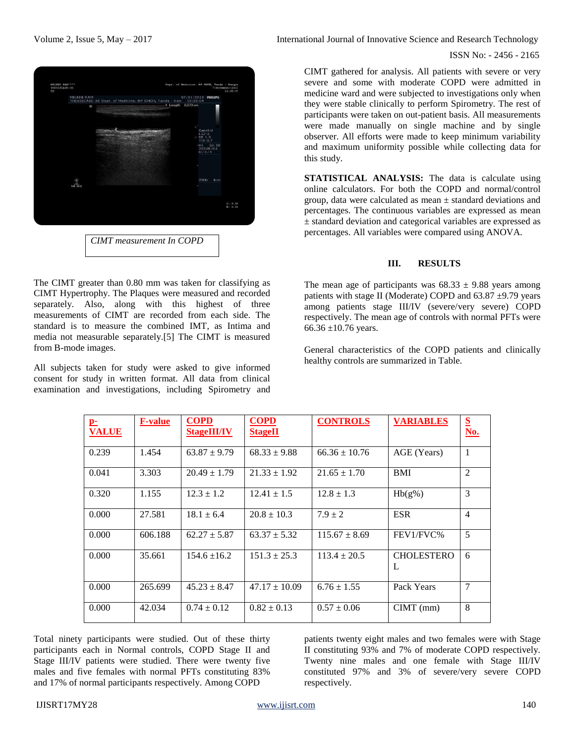CIMT measurement In COPD

The CIMT greater than 0.80 mm was taken for classifying as CIMT Hypertrophy. The Plaques were measured and recorded separately. Also, along with this highest of three measurements of CIMT are recorded from each side. The standard is to measure the combined IMT, as Intima and media not measurable separately.[5] The CIMT is measured from B-mode images.

All subjects taken for study were asked to give informed consent for study in written format. All data from clinical examination and investigations, including Spirometry and CIMT gathered for analysis. All patients with severe or very severe and some with moderate COPD were admitted in medicine ward and were subjected to investigations only when they were stable clinically to perform Spirometry. The rest of participants were taken on out-patient basis. All measurements were made manually on single machine and by single observer. All efforts were made to keep minimum variability and maximum uniformity possible while collecting data for this study.

**STATISTICAL ANALYSIS:** The data is calculate using online calculators. For both the COPD and normal/control group, data were calculated as mean ± standard deviations and percentages. The continuous variables are expressed as mean ± standard deviation and categorical variables are expressed as percentages. All variables were compared using ANOVA.

## III. RESULTS

The mean age of participants was 68.33 ± 9.88 years among patients with stage II (Moderate) COPD and 63.87 ±9.79 years among patients stage III/IV (severe/very severe) COPD respectively. The mean age of controls with normal PFTs were 66.36 ±10.76 years.

General characteristics of the COPD patients and clinically healthy controls are summarized in Table.

| p-VALUE | F-value | COPD StageIII/IV | COPD StageII | CONTROLS | VARIABLES | S No. |
|---|---|---|---|---|---|---|
| 0.239 | 1.454 | 63.87 ± 9.79 | 68.33 ± 9.88 | 66.36 ± 10.76 | AGE (Years) | 1 |
| 0.041 | 3.303 | 20.49 ± 1.79 | 21.33 ± 1.92 | 21.65 ± 1.70 | BMI | 2 |
| 0.320 | 1.155 | 12.3 ± 1.2 | 12.41 ± 1.5 | 12.8 ± 1.3 | Hb(g%) | 3 |
| 0.000 | 27.581 | 18.1 ± 6.4 | 20.8 ± 10.3 | 7.9 ± 2 | ESR | 4 |
| 0.000 | 606.188 | 62.27 ± 5.87 | 63.37 ± 5.32 | 115.67 ± 8.69 | FEV1/FVC% | 5 |
| 0.000 | 35.661 | 154.6 ±16.2 | 151.3 ± 25.3 | 113.4 ± 20.5 | CHOLESTEROL | 6 |
| 0.000 | 265.699 | 45.23 ± 8.47 | 47.17 ± 10.09 | 6.76 ± 1.55 | Pack Years | 7 |
| 0.000 | 42.034 | 0.74 ± 0.12 | 0.82 ± 0.13 | 0.57 ± 0.06 | CIMT (mm) | 8 |

Total ninety participants were studied. Out of these thirty participants each in Normal controls, COPD Stage II and Stage III/IV patients were studied. There were twenty five males and five females with normal PFTs constituting 83% and 17% of normal participants respectively. Among COPD patients twenty eight males and two females were with Stage II constituting 93% and 7% of moderate COPD respectively. Twenty nine males and one female with Stage III/IV constituted 97% and 3% of severe/very severe COPD respectively.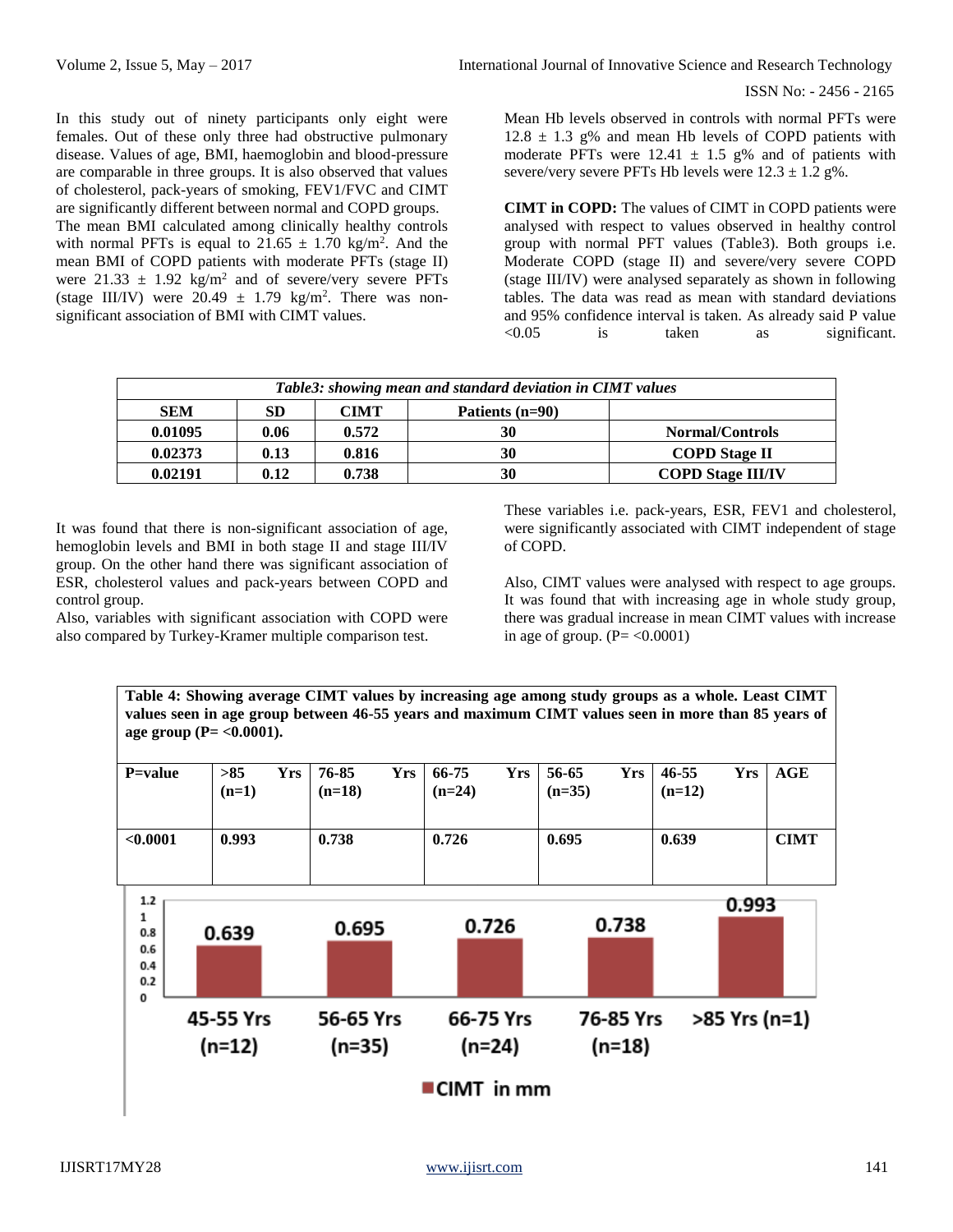In this study out of ninety participants only eight were females. Out of these only three had obstructive pulmonary disease. Values of age, BMI, haemoglobin and blood-pressure are comparable in three groups. It is also observed that values of cholesterol, pack-years of smoking, FEV1/FVC and CIMT are significantly different between normal and COPD groups.

The mean BMI calculated among clinically healthy controls with normal PFTs is equal to 21.65 ± 1.70 kg/m$^2$. And the mean BMI of COPD patients with moderate PFTs (stage II) were 21.33 ± 1.92 kg/m$^2$ and of severe/very severe PFTs (stage III/IV) were 20.49 ± 1.79 kg/m$^2$. There was non-significant association of BMI with CIMT values.

Mean Hb levels observed in controls with normal PFTs were 12.8 ± 1.3 g% and mean Hb levels of COPD patients with moderate PFTs were 12.41 ± 1.5 g% and of patients with severe/very severe PFTs Hb levels were 12.3 ± 1.2 g%.

**CIMT in COPD:** The values of CIMT in COPD patients were analysed with respect to values observed in healthy control group with normal PFT values (Table3). Both groups i.e. Moderate COPD (stage II) and severe/very severe COPD (stage III/IV) were analysed separately as shown in following tables. The data was read as mean with standard deviations and 95% confidence interval is taken. As already said P value <0.05 is taken as significant.

*Table3: showing mean and standard deviation in CIMT values*

| SEM | SD | CIMT | Patients (n=90) | |
|---|---|---|---|---|
| 0.01095 | 0.06 | 0.572 | 30 | Normal/Controls |
| 0.02373 | 0.13 | 0.816 | 30 | COPD Stage II |
| 0.02191 | 0.12 | 0.738 | 30 | COPD Stage III/IV |

It was found that there is non-significant association of age, hemoglobin levels and BMI in both stage II and stage III/IV group. On the other hand there was significant association of ESR, cholesterol values and pack-years between COPD and control group.

Also, variables with significant association with COPD were also compared by Turkey-Kramer multiple comparison test.

These variables i.e. pack-years, ESR, FEV1 and cholesterol, were significantly associated with CIMT independent of stage of COPD.

Also, CIMT values were analysed with respect to age groups. It was found that with increasing age in whole study group, there was gradual increase in mean CIMT values with increase in age of group. (P= <0.0001)

**Table 4: Showing average CIMT values by increasing age among study groups as a whole. Least CIMT values seen in age group between 46-55 years and maximum CIMT values seen in more than 85 years of age group (P= <0.0001).**

| P=value | >85 Yrs (n=1) | 76-85 Yrs (n=18) | 66-75 Yrs (n=24) | 56-65 Yrs (n=35) | 46-55 Yrs (n=12) | AGE |
|---|---|---|---|---|---|---|
| <0.0001 | 0.993 | 0.738 | 0.726 | 0.695 | 0.639 | CIMT |

| Age group | CIMT in mm |
|---|---|
| 45-55 Yrs (n=12) | 0.639 |
| 56-65 Yrs (n=35) | 0.695 |
| 66-75 Yrs (n=24) | 0.726 |
| 76-85 Yrs (n=18) | 0.738 |
| >85 Yrs (n=1) | 0.993 |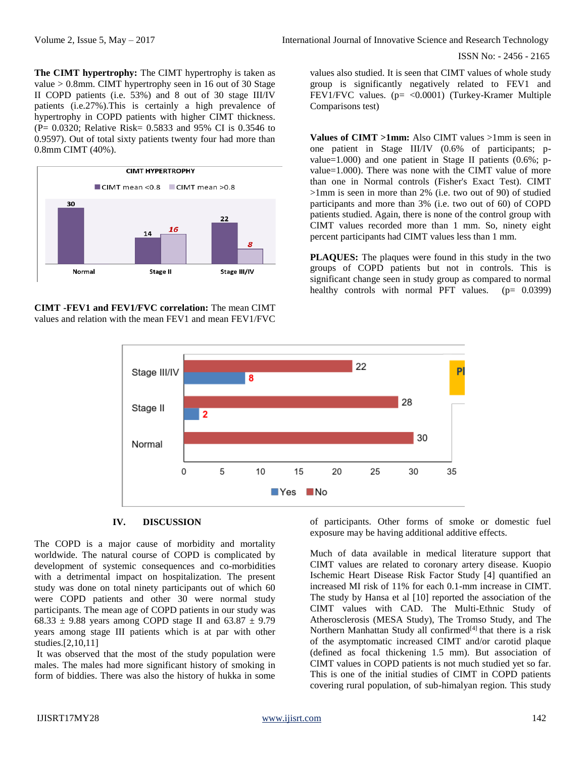**The CIMT hypertrophy:** The CIMT hypertrophy is taken as value > 0.8mm. CIMT hypertrophy seen in 16 out of 30 Stage II COPD patients (i.e. 53%) and 8 out of 30 stage III/IV patients (i.e.27%).This is certainly a high prevalence of hypertrophy in COPD patients with higher CIMT thickness. (P= 0.0320; Relative Risk= 0.5833 and 95% CI is 0.3546 to 0.9597). Out of total sixty patients twenty four had more than 0.8mm CIMT (40%).

**CIMT -FEV1 and FEV1/FVC correlation:** The mean CIMT values and relation with the mean FEV1 and mean FEV1/FVC values also studied. It is seen that CIMT values of whole study group is significantly negatively related to FEV1 and FEV1/FVC values. (p= <0.0001) (Turkey-Kramer Multiple Comparisons test)

**Values of CIMT >1mm:** Also CIMT values >1mm is seen in one patient in Stage III/IV (0.6% of participants; p-value=1.000) and one patient in Stage II patients (0.6%; p-value=1.000). There was none with the CIMT value of more than one in Normal controls (Fisher's Exact Test). CIMT >1mm is seen in more than 2% (i.e. two out of 90) of studied participants and more than 3% (i.e. two out of 60) of COPD patients studied. Again, there is none of the control group with CIMT values recorded more than 1 mm. So, ninety eight percent participants had CIMT values less than 1 mm.

**PLAQUES:** The plaques were found in this study in the two groups of COPD patients but not in controls. This is significant change seen in study group as compared to normal healthy controls with normal PFT values. (p= 0.0399)

## IV. DISCUSSION

The COPD is a major cause of morbidity and mortality worldwide. The natural course of COPD is complicated by development of systemic consequences and co-morbidities with a detrimental impact on hospitalization. The present study was done on total ninety participants out of which 60 were COPD patients and other 30 were normal study participants. The mean age of COPD patients in our study was 68.33 ± 9.88 years among COPD stage II and 63.87 ± 9.79 years among stage III patients which is at par with other studies.[2,10,11]

It was observed that the most of the study population were males. The males had more significant history of smoking in form of biddies. There was also the history of hukka in some of participants. Other forms of smoke or domestic fuel exposure may be having additional additive effects.

Much of data available in medical literature support that CIMT values are related to coronary artery disease. Kuopio Ischemic Heart Disease Risk Factor Study [4] quantified an increased MI risk of 11% for each 0.1-mm increase in CIMT. The study by Hansa et al [10] reported the association of the CIMT values with CAD. The Multi-Ethnic Study of Atherosclerosis (MESA Study), The Tromso Study, and The Northern Manhattan Study all confirmed[4] that there is a risk of the asymptomatic increased CIMT and/or carotid plaque (defined as focal thickening 1.5 mm). But association of CIMT values in COPD patients is not much studied yet so far. This is one of the initial studies of CIMT in COPD patients covering rural population, of sub-himalyan region. This study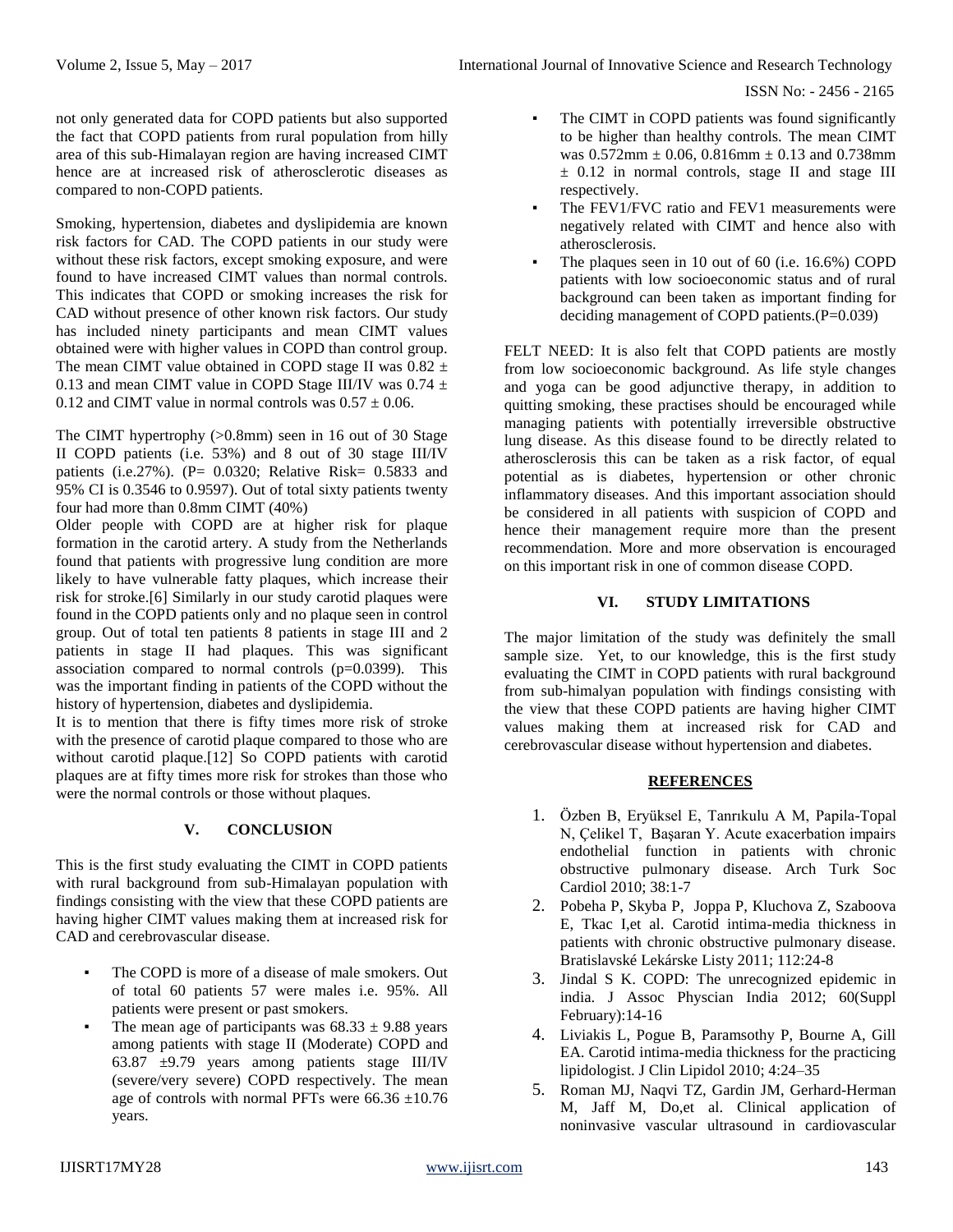not only generated data for COPD patients but also supported the fact that COPD patients from rural population from hilly area of this sub-Himalayan region are having increased CIMT hence are at increased risk of atherosclerotic diseases as compared to non-COPD patients.

Smoking, hypertension, diabetes and dyslipidemia are known risk factors for CAD. The COPD patients in our study were without these risk factors, except smoking exposure, and were found to have increased CIMT values than normal controls. This indicates that COPD or smoking increases the risk for CAD without presence of other known risk factors. Our study has included ninety participants and mean CIMT values obtained were with higher values in COPD than control group. The mean CIMT value obtained in COPD stage II was $0.82 \pm 0.13$ and mean CIMT value in COPD Stage III/IV was $0.74 \pm 0.12$ and CIMT value in normal controls was $0.57 \pm 0.06$.

The CIMT hypertrophy (>0.8mm) seen in 16 out of 30 Stage II COPD patients (i.e. 53%) and 8 out of 30 stage III/IV patients (i.e.27%). (P= 0.0320; Relative Risk= 0.5833 and 95% CI is 0.3546 to 0.9597). Out of total sixty patients twenty four had more than 0.8mm CIMT (40%)

Older people with COPD are at higher risk for plaque formation in the carotid artery. A study from the Netherlands found that patients with progressive lung condition are more likely to have vulnerable fatty plaques, which increase their risk for stroke.[6] Similarly in our study carotid plaques were found in the COPD patients only and no plaque seen in control group. Out of total ten patients 8 patients in stage III and 2 patients in stage II had plaques. This was significant association compared to normal controls (p=0.0399). This was the important finding in patients of the COPD without the history of hypertension, diabetes and dyslipidemia.

It is to mention that there is fifty times more risk of stroke with the presence of carotid plaque compared to those who are without carotid plaque.[12] So COPD patients with carotid plaques are at fifty times more risk for strokes than those who were the normal controls or those without plaques.

## V. CONCLUSION

This is the first study evaluating the CIMT in COPD patients with rural background from sub-Himalayan population with findings consisting with the view that these COPD patients are having higher CIMT values making them at increased risk for CAD and cerebrovascular disease.

- The COPD is more of a disease of male smokers. Out of total 60 patients 57 were males i.e. 95%. All patients were present or past smokers.
- The mean age of participants was $68.33 \pm 9.88$ years among patients with stage II (Moderate) COPD and $63.87 \pm 9.79$ years among patients stage III/IV (severe/very severe) COPD respectively. The mean age of controls with normal PFTs were $66.36 \pm 10.76$ years.
- The CIMT in COPD patients was found significantly to be higher than healthy controls. The mean CIMT was $0.572\text{mm} \pm 0.06$, $0.816\text{mm} \pm 0.13$ and $0.738\text{mm} \pm 0.12$ in normal controls, stage II and stage III respectively.
- The FEV1/FVC ratio and FEV1 measurements were negatively related with CIMT and hence also with atherosclerosis.
- The plaques seen in 10 out of 60 (i.e. 16.6%) COPD patients with low socioeconomic status and of rural background can been taken as important finding for deciding management of COPD patients.(P=0.039)

FELT NEED: It is also felt that COPD patients are mostly from low socioeconomic background. As life style changes and yoga can be good adjunctive therapy, in addition to quitting smoking, these practises should be encouraged while managing patients with potentially irreversible obstructive lung disease. As this disease found to be directly related to atherosclerosis this can be taken as a risk factor, of equal potential as is diabetes, hypertension or other chronic inflammatory diseases. And this important association should be considered in all patients with suspicion of COPD and hence their management require more than the present recommendation. More and more observation is encouraged on this important risk in one of common disease COPD.

## VI. STUDY LIMITATIONS

The major limitation of the study was definitely the small sample size. Yet, to our knowledge, this is the first study evaluating the CIMT in COPD patients with rural background from sub-himalyan population with findings consisting with the view that these COPD patients are having higher CIMT values making them at increased risk for CAD and cerebrovascular disease without hypertension and diabetes.

## REFERENCES

1. Özben B, Eryüksel E, Tanrıkulu A M, Papila-Topal N, Çelikel T, Başaran Y. Acute exacerbation impairs endothelial function in patients with chronic obstructive pulmonary disease. Arch Turk Soc Cardiol 2010; 38:1-7
2. Pobeha P, Skyba P, Joppa P, Kluchova Z, Szaboova E, Tkac I,et al. Carotid intima-media thickness in patients with chronic obstructive pulmonary disease. Bratislavské Lekárske Listy 2011; 112:24-8
3. Jindal S K. COPD: The unrecognized epidemic in india. J Assoc Physcian India 2012; 60(Suppl February):14-16
4. Liviakis L, Pogue B, Paramsothy P, Bourne A, Gill EA. Carotid intima-media thickness for the practicing lipidologist. J Clin Lipidol 2010; 4:24–35
5. Roman MJ, Naqvi TZ, Gardin JM, Gerhard-Herman M, Jaff M, Do,et al. Clinical application of noninvasive vascular ultrasound in cardiovascular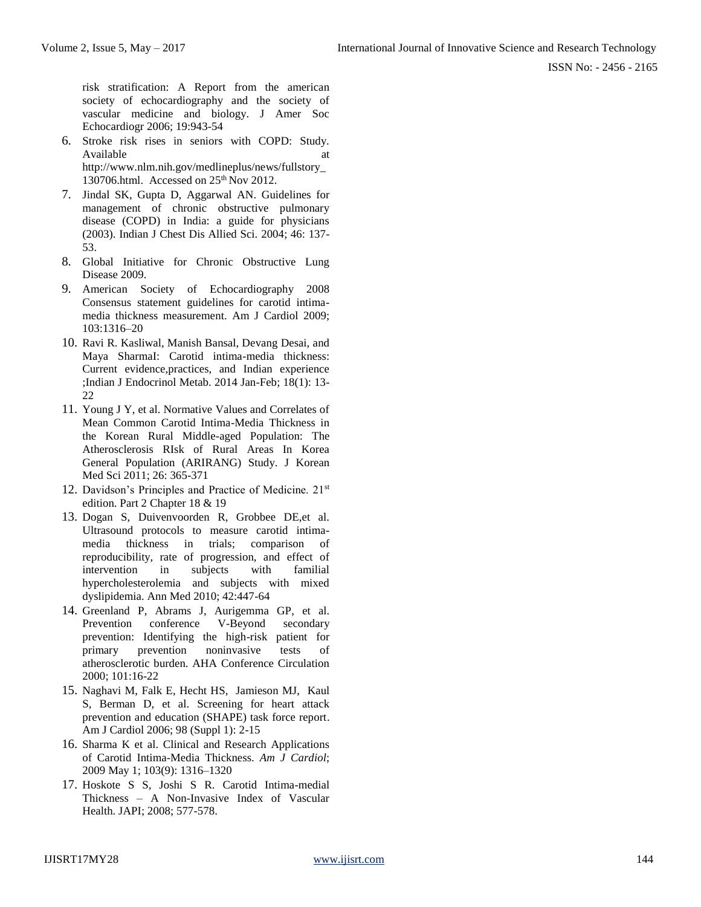risk stratification: A Report from the american society of echocardiography and the society of vascular medicine and biology. J Amer Soc Echocardiogr 2006; 19:943-54

6. Stroke risk rises in seniors with COPD: Study. Available at http://www.nlm.nih.gov/medlineplus/news/fullstory_130706.html. Accessed on 25th Nov 2012.
7. Jindal SK, Gupta D, Aggarwal AN. Guidelines for management of chronic obstructive pulmonary disease (COPD) in India: a guide for physicians (2003). Indian J Chest Dis Allied Sci. 2004; 46: 137-53.
8. Global Initiative for Chronic Obstructive Lung Disease 2009.
9. American Society of Echocardiography 2008 Consensus statement guidelines for carotid intima-media thickness measurement. Am J Cardiol 2009; 103:1316–20
10. Ravi R. Kasliwal, Manish Bansal, Devang Desai, and Maya SharmaI: Carotid intima-media thickness: Current evidence,practices, and Indian experience ;Indian J Endocrinol Metab. 2014 Jan-Feb; 18(1): 13-22
11. Young J Y, et al. Normative Values and Correlates of Mean Common Carotid Intima-Media Thickness in the Korean Rural Middle-aged Population: The Atherosclerosis RIsk of Rural Areas In Korea General Population (ARIRANG) Study. J Korean Med Sci 2011; 26: 365-371
12. Davidson's Principles and Practice of Medicine. 21st edition. Part 2 Chapter 18 & 19
13. Dogan S, Duivenvoorden R, Grobbee DE,et al. Ultrasound protocols to measure carotid intima-media thickness in trials; comparison of reproducibility, rate of progression, and effect of intervention in subjects with familial hypercholesterolemia and subjects with mixed dyslipidemia. Ann Med 2010; 42:447-64
14. Greenland P, Abrams J, Aurigemma GP, et al. Prevention conference V-Beyond secondary prevention: Identifying the high-risk patient for primary prevention noninvasive tests of atherosclerotic burden. AHA Conference Circulation 2000; 101:16-22
15. Naghavi M, Falk E, Hecht HS, Jamieson MJ, Kaul S, Berman D, et al. Screening for heart attack prevention and education (SHAPE) task force report. Am J Cardiol 2006; 98 (Suppl 1): 2-15
16. Sharma K et al. Clinical and Research Applications of Carotid Intima-Media Thickness. *Am J Cardiol*; 2009 May 1; 103(9): 1316–1320
17. Hoskote S S, Joshi S R. Carotid Intima-medial Thickness – A Non-Invasive Index of Vascular Health. JAPI; 2008; 577-578.